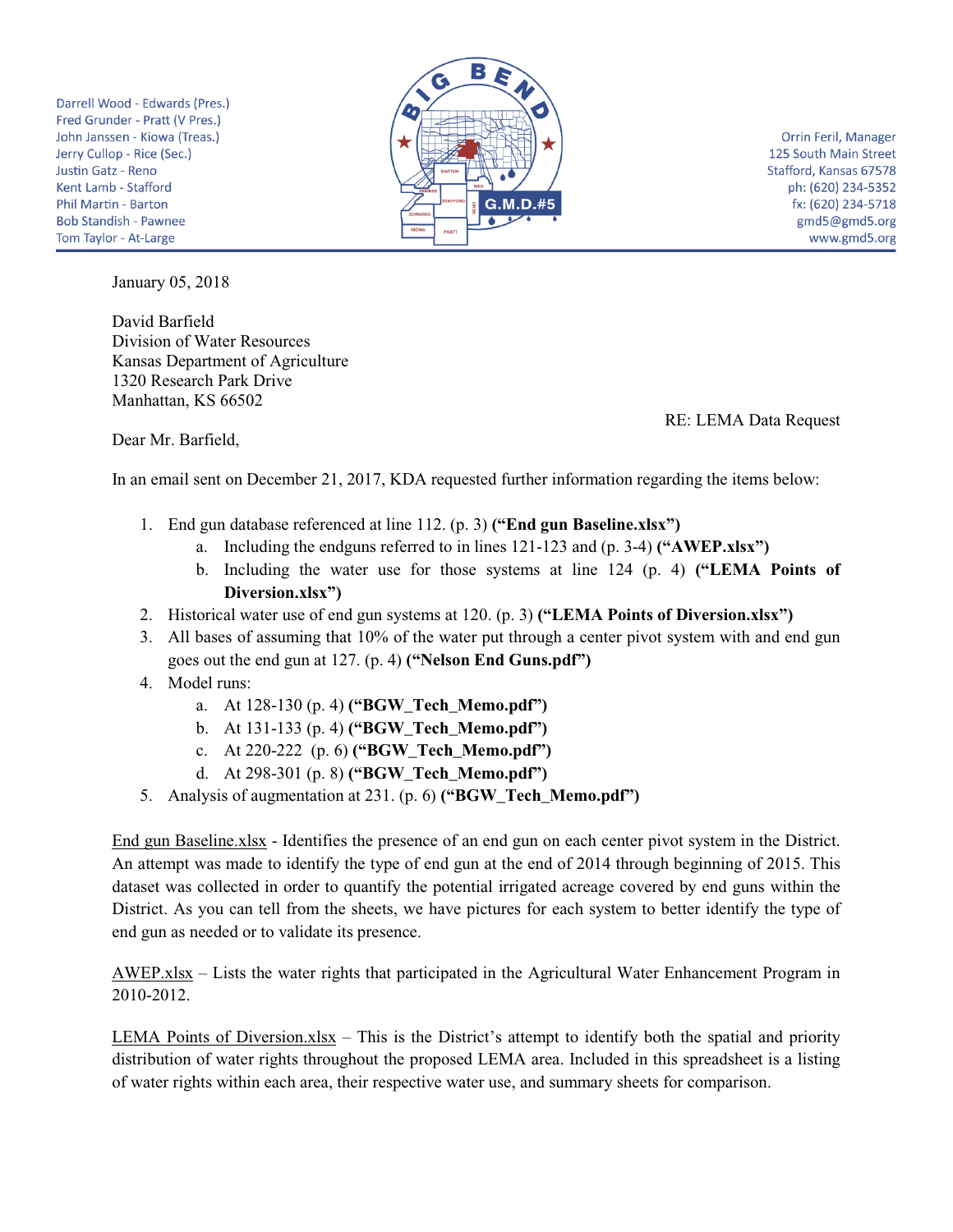Darrell Wood - Edwards (Pres.)
Fred Grunder - Pratt (V Pres.)
John Janssen - Kiowa (Treas.)
Jerry Cullop - Rice (Sec.)
Justin Gatz - Reno
Kent Lamb - Stafford
Phil Martin - Barton
Bob Standish - Pawnee
Tom Taylor - At-Large

Orrin Feril, Manager
125 South Main Street
Stafford, Kansas 67578
ph: (620) 234-5352
fx: (620) 234-5718
gmd5@gmd5.org
www.gmd5.org

January 05, 2018

David Barfield
Division of Water Resources
Kansas Department of Agriculture
1320 Research Park Drive
Manhattan, KS 66502

RE: LEMA Data Request

Dear Mr. Barfield,

In an email sent on December 21, 2017, KDA requested further information regarding the items below:

1. End gun database referenced at line 112. (p. 3) **("End gun Baseline.xlsx")**
   a. Including the endguns referred to in lines 121-123 and (p. 3-4) **("AWEP.xlsx")**
   b. Including the water use for those systems at line 124 (p. 4) **("LEMA Points of Diversion.xlsx")**
2. Historical water use of end gun systems at 120. (p. 3) **("LEMA Points of Diversion.xlsx")**
3. All bases of assuming that 10% of the water put through a center pivot system with and end gun goes out the end gun at 127. (p. 4) **("Nelson End Guns.pdf")**
4. Model runs:
   a. At 128-130 (p. 4) **("BGW_Tech_Memo.pdf")**
   b. At 131-133 (p. 4) **("BGW_Tech_Memo.pdf")**
   c. At 220-222 (p. 6) **("BGW_Tech_Memo.pdf")**
   d. At 298-301 (p. 8) **("BGW_Tech_Memo.pdf")**
5. Analysis of augmentation at 231. (p. 6) **("BGW_Tech_Memo.pdf")**

End gun Baseline.xlsx - Identifies the presence of an end gun on each center pivot system in the District. An attempt was made to identify the type of end gun at the end of 2014 through beginning of 2015. This dataset was collected in order to quantify the potential irrigated acreage covered by end guns within the District. As you can tell from the sheets, we have pictures for each system to better identify the type of end gun as needed or to validate its presence.

AWEP.xlsx – Lists the water rights that participated in the Agricultural Water Enhancement Program in 2010-2012.

LEMA Points of Diversion.xlsx – This is the District's attempt to identify both the spatial and priority distribution of water rights throughout the proposed LEMA area. Included in this spreadsheet is a listing of water rights within each area, their respective water use, and summary sheets for comparison.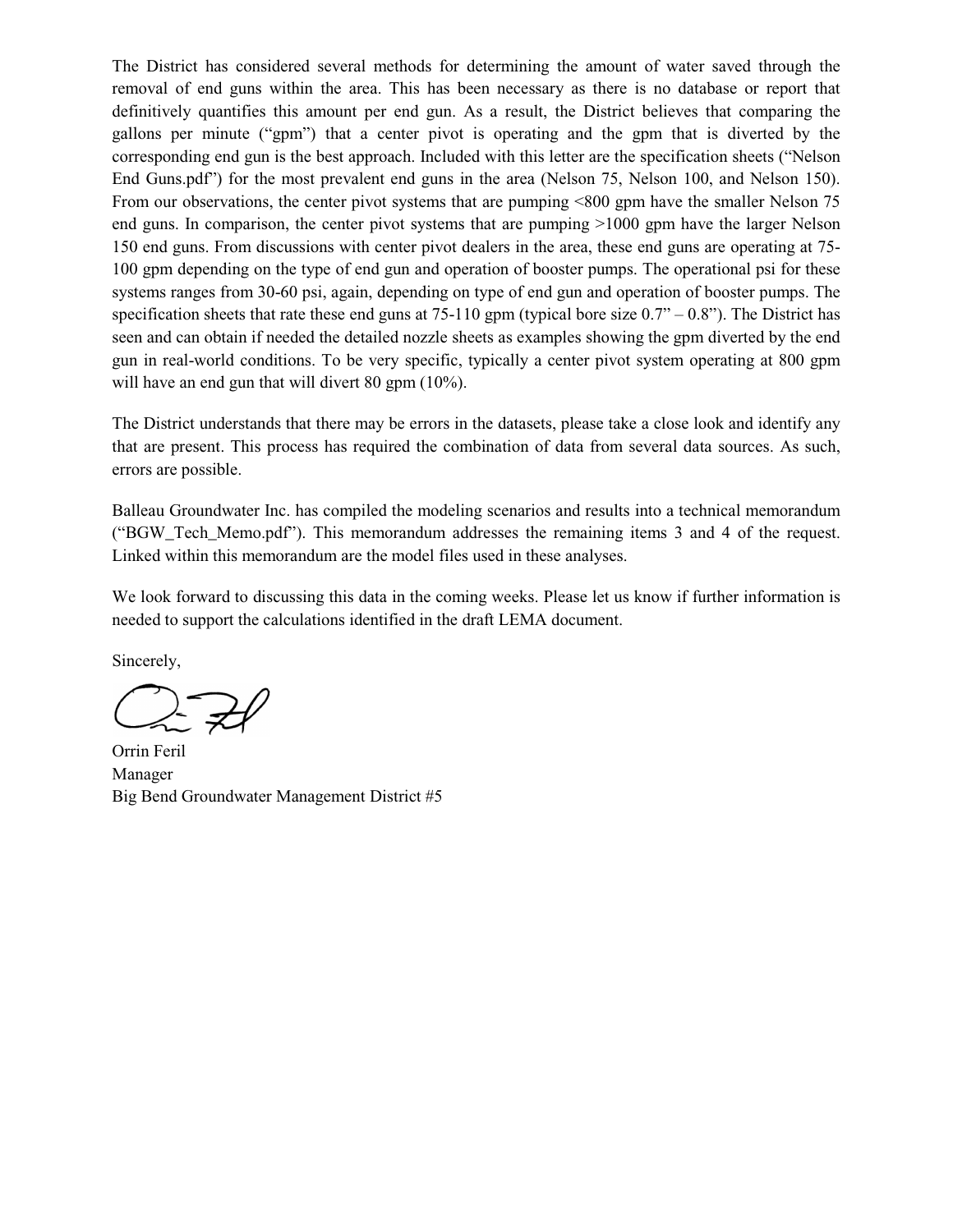The District has considered several methods for determining the amount of water saved through the removal of end guns within the area. This has been necessary as there is no database or report that definitively quantifies this amount per end gun. As a result, the District believes that comparing the gallons per minute ("gpm") that a center pivot is operating and the gpm that is diverted by the corresponding end gun is the best approach. Included with this letter are the specification sheets ("Nelson End Guns.pdf") for the most prevalent end guns in the area (Nelson 75, Nelson 100, and Nelson 150). From our observations, the center pivot systems that are pumping <800 gpm have the smaller Nelson 75 end guns. In comparison, the center pivot systems that are pumping >1000 gpm have the larger Nelson 150 end guns. From discussions with center pivot dealers in the area, these end guns are operating at 75-100 gpm depending on the type of end gun and operation of booster pumps. The operational psi for these systems ranges from 30-60 psi, again, depending on type of end gun and operation of booster pumps. The specification sheets that rate these end guns at 75-110 gpm (typical bore size 0.7" – 0.8"). The District has seen and can obtain if needed the detailed nozzle sheets as examples showing the gpm diverted by the end gun in real-world conditions. To be very specific, typically a center pivot system operating at 800 gpm will have an end gun that will divert 80 gpm (10%).

The District understands that there may be errors in the datasets, please take a close look and identify any that are present. This process has required the combination of data from several data sources. As such, errors are possible.

Balleau Groundwater Inc. has compiled the modeling scenarios and results into a technical memorandum ("BGW_Tech_Memo.pdf"). This memorandum addresses the remaining items 3 and 4 of the request. Linked within this memorandum are the model files used in these analyses.

We look forward to discussing this data in the coming weeks. Please let us know if further information is needed to support the calculations identified in the draft LEMA document.

Sincerely,

Orrin Feril  
Manager  
Big Bend Groundwater Management District #5